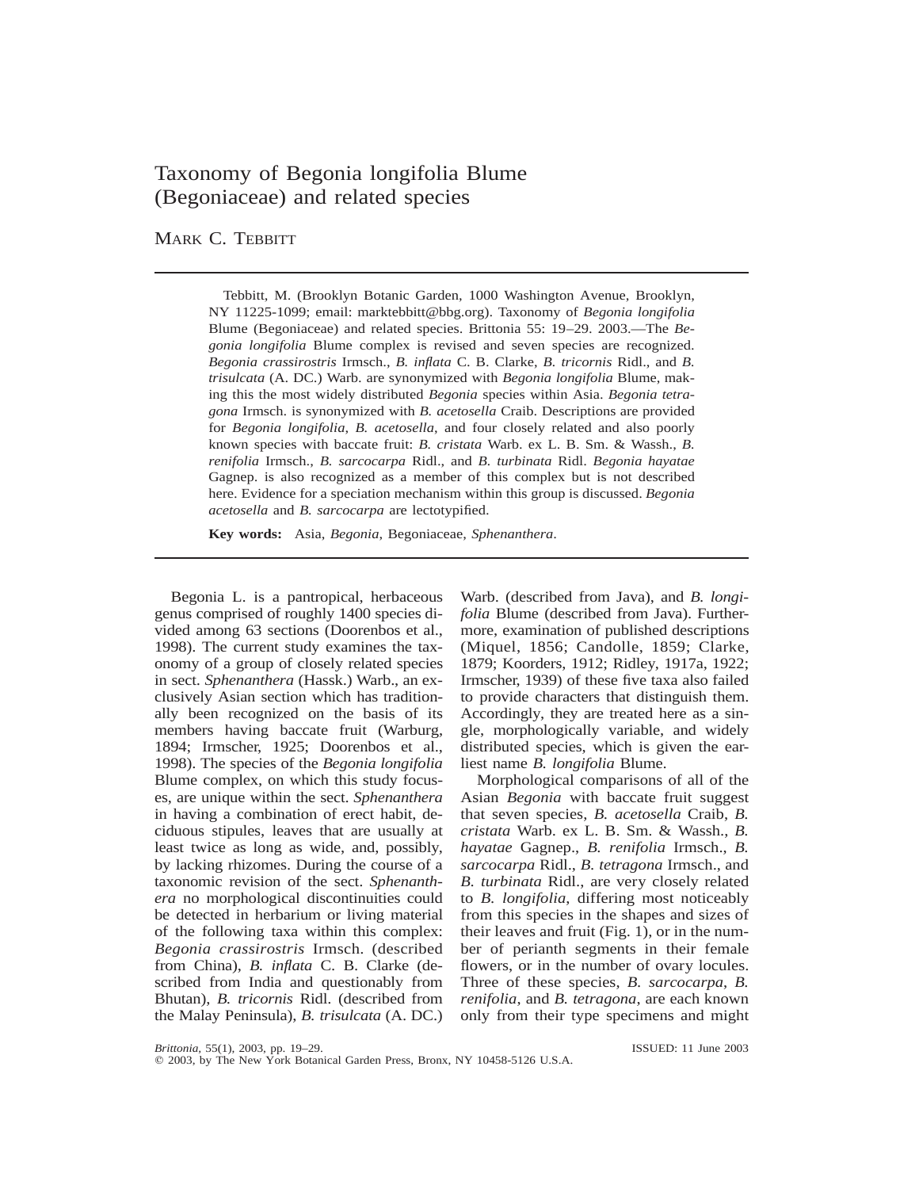# Taxonomy of Begonia longifolia Blume (Begoniaceae) and related species

MARK C. TEBBITT

Tebbitt, M. (Brooklyn Botanic Garden, 1000 Washington Avenue, Brooklyn, NY 11225-1099; email: marktebbitt@bbg.org). Taxonomy of *Begonia longifolia* Blume (Begoniaceae) and related species. Brittonia 55: 19–29. 2003.—The *Begonia longifolia* Blume complex is revised and seven species are recognized. *Begonia crassirostris* Irmsch., *B. inflata* C. B. Clarke, *B. tricornis* Ridl., and *B. trisulcata* (A. DC.) Warb. are synonymized with *Begonia longifolia* Blume, making this the most widely distributed *Begonia* species within Asia. *Begonia tetragona* Irmsch. is synonymized with *B. acetosella* Craib. Descriptions are provided for *Begonia longifolia*, *B. acetosella*, and four closely related and also poorly known species with baccate fruit: *B. cristata* Warb. ex L. B. Sm. & Wassh., *B. renifolia* Irmsch., *B. sarcocarpa* Ridl., and *B. turbinata* Ridl. *Begonia hayatae* Gagnep. is also recognized as a member of this complex but is not described here. Evidence for a speciation mechanism within this group is discussed. *Begonia acetosella* and *B. sarcocarpa* are lectotypified.

**Key words:** Asia, *Begonia*, Begoniaceae, *Sphenanthera*.

Begonia L. is a pantropical, herbaceous genus comprised of roughly 1400 species divided among 63 sections (Doorenbos et al., 1998). The current study examines the taxonomy of a group of closely related species in sect. *Sphenanthera* (Hassk.) Warb., an exclusively Asian section which has traditionally been recognized on the basis of its members having baccate fruit (Warburg, 1894; Irmscher, 1925; Doorenbos et al., 1998). The species of the *Begonia longifolia* Blume complex, on which this study focuses, are unique within the sect. *Sphenanthera* in having a combination of erect habit, deciduous stipules, leaves that are usually at least twice as long as wide, and, possibly, by lacking rhizomes. During the course of a taxonomic revision of the sect. *Sphenanthera* no morphological discontinuities could be detected in herbarium or living material of the following taxa within this complex: *Begonia crassirostris* Irmsch. (described from China), *B. inflata* C. B. Clarke (described from India and questionably from Bhutan), *B. tricornis* Ridl. (described from the Malay Peninsula), *B. trisulcata* (A. DC.) Warb. (described from Java), and *B. longifolia* Blume (described from Java). Furthermore, examination of published descriptions (Miquel, 1856; Candolle, 1859; Clarke, 1879; Koorders, 1912; Ridley, 1917a, 1922; Irmscher, 1939) of these five taxa also failed to provide characters that distinguish them. Accordingly, they are treated here as a single, morphologically variable, and widely distributed species, which is given the earliest name *B. longifolia* Blume.

Morphological comparisons of all of the Asian *Begonia* with baccate fruit suggest that seven species, *B. acetosella* Craib, *B. cristata* Warb. ex L. B. Sm. & Wassh., *B. hayatae* Gagnep., *B. renifolia* Irmsch., *B. sarcocarpa* Ridl., *B. tetragona* Irmsch., and *B. turbinata* Ridl., are very closely related to *B. longifolia*, differing most noticeably from this species in the shapes and sizes of their leaves and fruit (Fig. 1), or in the number of perianth segments in their female flowers, or in the number of ovary locules. Three of these species, *B. sarcocarpa*, *B. renifolia*, and *B. tetragona*, are each known only from their type specimens and might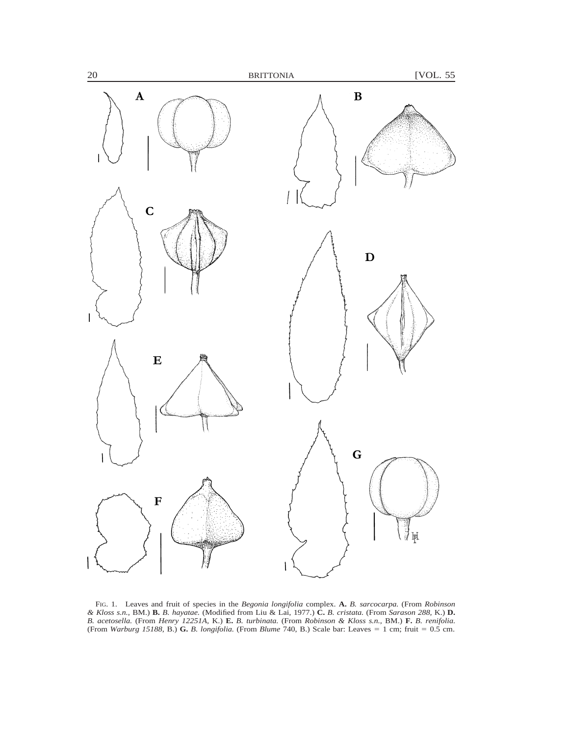FIG. 1. Leaves and fruit of species in the *Begonia longifolia* complex. **A.** *B. sarcocarpa.* (From *Robinson & Kloss s.n.*, BM.) **B.** *B. hayatae.* (Modified from Liu & Lai, 1977.) **C.** *B. cristata.* (From *Sarason 288*, K.) **D.** *B. acetosella.* (From *Henry 12251A*, K.) **E.** *B. turbinata.* (From *Robinson & Kloss s.n.*, BM.) **F.** *B. renifolia.* (From *Warburg 15188*, B.) **G.** *B. longifolia.* (From *Blume* 740, B.) Scale bar: Leaves = 1 cm; fruit = 0.5 cm.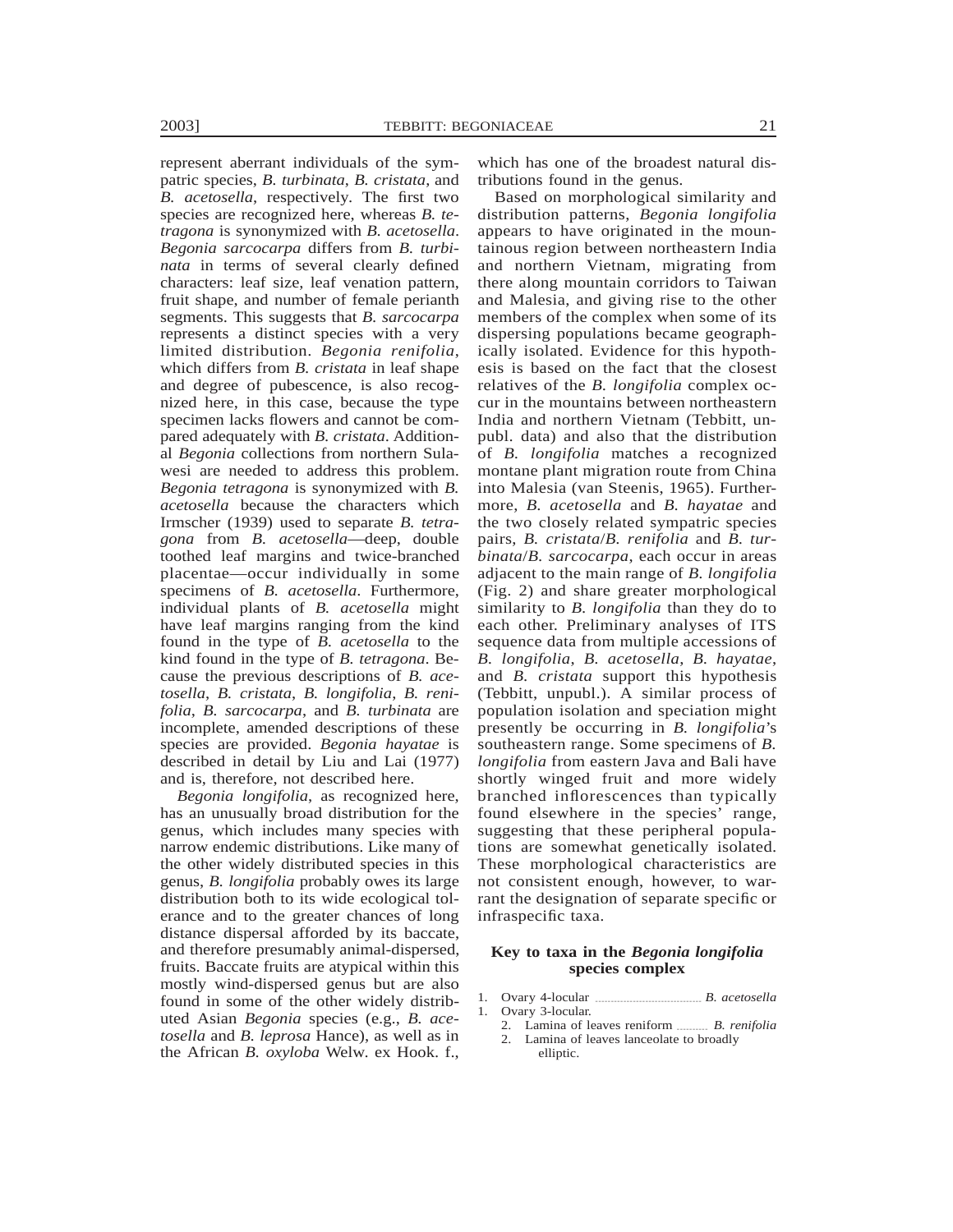represent aberrant individuals of the sympatric species, *B. turbinata*, *B. cristata*, and *B. acetosella*, respectively. The first two species are recognized here, whereas *B. tetragona* is synonymized with *B. acetosella*. *Begonia sarcocarpa* differs from *B. turbinata* in terms of several clearly defined characters: leaf size, leaf venation pattern, fruit shape, and number of female perianth segments. This suggests that *B. sarcocarpa* represents a distinct species with a very limited distribution. *Begonia renifolia*, which differs from *B. cristata* in leaf shape and degree of pubescence, is also recognized here, in this case, because the type specimen lacks flowers and cannot be compared adequately with *B. cristata*. Additional *Begonia* collections from northern Sulawesi are needed to address this problem. *Begonia tetragona* is synonymized with *B. acetosella* because the characters which Irmscher (1939) used to separate *B. tetragona* from *B. acetosella*—deep, double toothed leaf margins and twice-branched placentae—occur individually in some specimens of *B. acetosella*. Furthermore, individual plants of *B. acetosella* might have leaf margins ranging from the kind found in the type of *B. acetosella* to the kind found in the type of *B. tetragona*. Because the previous descriptions of *B. acetosella*, *B. cristata*, *B. longifolia*, *B. renifolia*, *B. sarcocarpa*, and *B. turbinata* are incomplete, amended descriptions of these species are provided. *Begonia hayatae* is described in detail by Liu and Lai (1977) and is, therefore, not described here.

*Begonia longifolia*, as recognized here, has an unusually broad distribution for the genus, which includes many species with narrow endemic distributions. Like many of the other widely distributed species in this genus, *B. longifolia* probably owes its large distribution both to its wide ecological tolerance and to the greater chances of long distance dispersal afforded by its baccate, and therefore presumably animal-dispersed, fruits. Baccate fruits are atypical within this mostly wind-dispersed genus but are also found in some of the other widely distributed Asian *Begonia* species (e.g., *B. acetosella* and *B. leprosa* Hance), as well as in the African *B. oxyloba* Welw. ex Hook. f., which has one of the broadest natural distributions found in the genus.

Based on morphological similarity and distribution patterns, *Begonia longifolia* appears to have originated in the mountainous region between northeastern India and northern Vietnam, migrating from there along mountain corridors to Taiwan and Malesia, and giving rise to the other members of the complex when some of its dispersing populations became geographically isolated. Evidence for this hypothesis is based on the fact that the closest relatives of the *B. longifolia* complex occur in the mountains between northeastern India and northern Vietnam (Tebbitt, unpubl. data) and also that the distribution of *B. longifolia* matches a recognized montane plant migration route from China into Malesia (van Steenis, 1965). Furthermore, *B. acetosella* and *B. hayatae* and the two closely related sympatric species pairs, *B. cristata*/*B. renifolia* and *B. turbinata*/*B. sarcocarpa*, each occur in areas adjacent to the main range of *B. longifolia* (Fig. 2) and share greater morphological similarity to *B. longifolia* than they do to each other. Preliminary analyses of ITS sequence data from multiple accessions of *B. longifolia*, *B. acetosella*, *B. hayatae*, and *B. cristata* support this hypothesis (Tebbitt, unpubl.). A similar process of population isolation and speciation might presently be occurring in *B. longifolia*'s southeastern range. Some specimens of *B. longifolia* from eastern Java and Bali have shortly winged fruit and more widely branched inflorescences than typically found elsewhere in the species' range, suggesting that these peripheral populations are somewhat genetically isolated. These morphological characteristics are not consistent enough, however, to warrant the designation of separate specific or infraspecific taxa.

## Key to taxa in the *Begonia longifolia* species complex

1. Ovary 4-locular .................................... *B. acetosella*
1. Ovary 3-locular.
   2. Lamina of leaves reniform .......... *B. renifolia*
   2. Lamina of leaves lanceolate to broadly elliptic.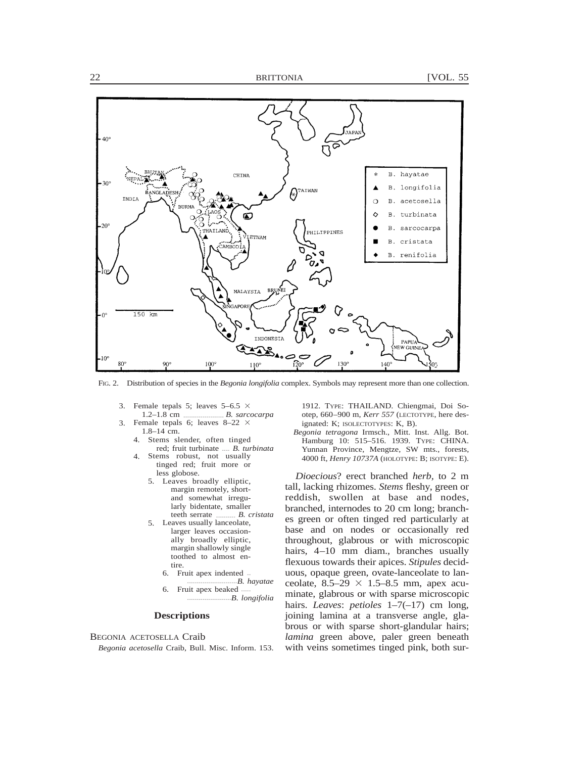FIG. 2. Distribution of species in the *Begonia longifolia* complex. Symbols may represent more than one collection.

3. Female tepals 5; leaves 5–6.5 × 1.2–1.8 cm ........................ *B. sarcocarpa*
3. Female tepals 6; leaves 8–22 × 1.8–14 cm.
   4. Stems slender, often tinged red; fruit turbinate ..... *B. turbinata*
   4. Stems robust, not usually tinged red; fruit more or less globose.
      5. Leaves broadly elliptic, margin remotely, short- and somewhat irregularly bidentate, smaller teeth serrate ........... *B. cristata*
      5. Leaves usually lanceolate, larger leaves occasionally broadly elliptic, margin shallowly single toothed to almost entire.
         6. Fruit apex indented .................................*B. hayatae*
         6. Fruit apex beaked ............................*B. longifolia*

## Descriptions

BEGONIA ACETOSELLA Craib

*Begonia acetosella* Craib, Bull. Misc. Inform. 153. 1912. TYPE: THAILAND. Chiengmai, Doi Sootep, 660–900 m, *Kerr 557* (LECTOTYPE, here designated: K; ISOLECTOTYPES: K, B).

*Begonia tetragona* Irmsch., Mitt. Inst. Allg. Bot. Hamburg 10: 515–516. 1939. TYPE: CHINA. Yunnan Province, Mengtze, SW mts., forests, 4000 ft, *Henry 10737A* (HOLOTYPE: B; ISOTYPE: E).

*Dioecious*? erect branched *herb*, to 2 m tall, lacking rhizomes. *Stems* fleshy, green or reddish, swollen at base and nodes, branched, internodes to 20 cm long; branches green or often tinged red particularly at base and on nodes or occasionally red throughout, glabrous or with microscopic hairs, 4–10 mm diam., branches usually flexuous towards their apices. *Stipules* deciduous, opaque green, ovate-lanceolate to lanceolate, 8.5–29 × 1.5–8.5 mm, apex acuminate, glabrous or with sparse microscopic hairs. *Leaves*: *petioles* 1–7(–17) cm long, joining lamina at a transverse angle, glabrous or with sparse short-glandular hairs; *lamina* green above, paler green beneath with veins sometimes tinged pink, both sur-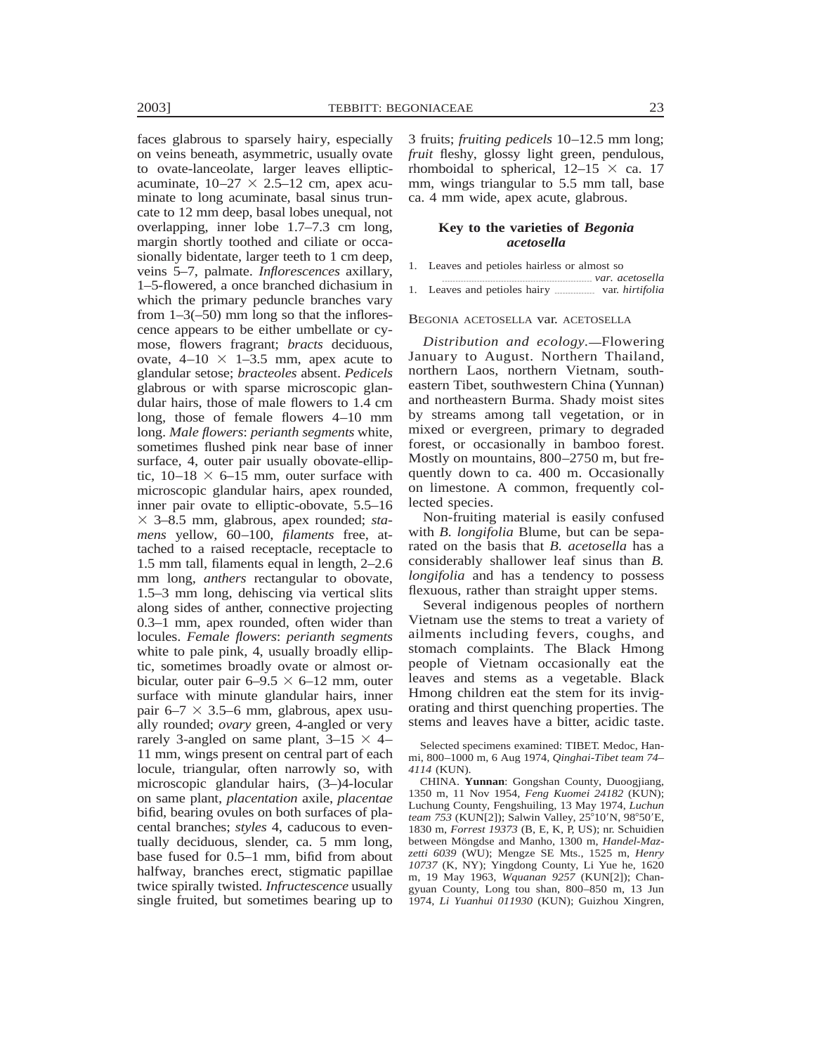faces glabrous to sparsely hairy, especially on veins beneath, asymmetric, usually ovate to ovate-lanceolate, larger leaves elliptic-acuminate, 10–27 × 2.5–12 cm, apex acuminate to long acuminate, basal sinus truncate to 12 mm deep, basal lobes unequal, not overlapping, inner lobe 1.7–7.3 cm long, margin shortly toothed and ciliate or occasionally bidentate, larger teeth to 1 cm deep, veins 5–7, palmate. *Inflorescences* axillary, 1–5-flowered, a once branched dichasium in which the primary peduncle branches vary from 1–3(–50) mm long so that the inflorescence appears to be either umbellate or cymose, flowers fragrant; *bracts* deciduous, ovate, 4–10 × 1–3.5 mm, apex acute to glandular setose; *bracteoles* absent. *Pedicels* glabrous or with sparse microscopic glandular hairs, those of male flowers to 1.4 cm long, those of female flowers 4–10 mm long. *Male flowers*: *perianth segments* white, sometimes flushed pink near base of inner surface, 4, outer pair usually obovate-elliptic, 10–18 × 6–15 mm, outer surface with microscopic glandular hairs, apex rounded, inner pair ovate to elliptic-obovate, 5.5–16 × 3–8.5 mm, glabrous, apex rounded; *stamens* yellow, 60–100, *filaments* free, attached to a raised receptacle, receptacle to 1.5 mm tall, filaments equal in length, 2–2.6 mm long, *anthers* rectangular to obovate, 1.5–3 mm long, dehiscing via vertical slits along sides of anther, connective projecting 0.3–1 mm, apex rounded, often wider than locules. *Female flowers*: *perianth segments* white to pale pink, 4, usually broadly elliptic, sometimes broadly ovate or almost orbicular, outer pair 6–9.5 × 6–12 mm, outer surface with minute glandular hairs, inner pair 6–7 × 3.5–6 mm, glabrous, apex usually rounded; *ovary* green, 4-angled or very rarely 3-angled on same plant, 3–15 × 4–11 mm, wings present on central part of each locule, triangular, often narrowly so, with microscopic glandular hairs, (3–)4-locular on same plant, *placentation* axile, *placentae* bifid, bearing ovules on both surfaces of placental branches; *styles* 4, caducous to eventually deciduous, slender, ca. 5 mm long, base fused for 0.5–1 mm, bifid from about halfway, branches erect, stigmatic papillae twice spirally twisted. *Infructescence* usually single fruited, but sometimes bearing up to 3 fruits; *fruiting pedicels* 10–12.5 mm long; *fruit* fleshy, glossy light green, pendulous, rhomboidal to spherical, 12–15 × ca. 17 mm, wings triangular to 5.5 mm tall, base ca. 4 mm wide, apex acute, glabrous.

### Key to the varieties of *Begonia acetosella*

1. Leaves and petioles hairless or almost so .................... *var. acetosella*
1. Leaves and petioles hairy ................ var. *hirtifolia*

BEGONIA ACETOSELLA var. ACETOSELLA

*Distribution and ecology*.—Flowering January to August. Northern Thailand, northern Laos, northern Vietnam, southeastern Tibet, southwestern China (Yunnan) and northeastern Burma. Shady moist sites by streams among tall vegetation, or in mixed or evergreen, primary to degraded forest, or occasionally in bamboo forest. Mostly on mountains, 800–2750 m, but frequently down to ca. 400 m. Occasionally on limestone. A common, frequently collected species.

Non-fruiting material is easily confused with *B. longifolia* Blume, but can be separated on the basis that *B. acetosella* has a considerably shallower leaf sinus than *B. longifolia* and has a tendency to possess flexuous, rather than straight upper stems.

Several indigenous peoples of northern Vietnam use the stems to treat a variety of ailments including fevers, coughs, and stomach complaints. The Black Hmong people of Vietnam occasionally eat the leaves and stems as a vegetable. Black Hmong children eat the stem for its invigorating and thirst quenching properties. The stems and leaves have a bitter, acidic taste.

Selected specimens examined: TIBET. Medoc, Hanmi, 800–1000 m, 6 Aug 1974, *Qinghai-Tibet team 74–4114* (KUN).

CHINA. **Yunnan**: Gongshan County, Duoogjiang, 1350 m, 11 Nov 1954, *Feng Kuomei 24182* (KUN); Luchung County, Fengshuiling, 13 May 1974, *Luchun team 753* (KUN[2]); Salwin Valley, 25°10′N, 98°50′E, 1830 m, *Forrest 19373* (B, E, K, P, US); nr. Schuidien between Möngdse and Manho, 1300 m, *Handel-Mazzetti 6039* (WU); Mengze SE Mts., 1525 m, *Henry 10737* (K, NY); Yingdong County, Li Yue he, 1620 m, 19 May 1963, *Wquanan 9257* (KUN[2]); Changyuan County, Long tou shan, 800–850 m, 13 Jun 1974, *Li Yuanhui 011930* (KUN); Guizhou Xingren,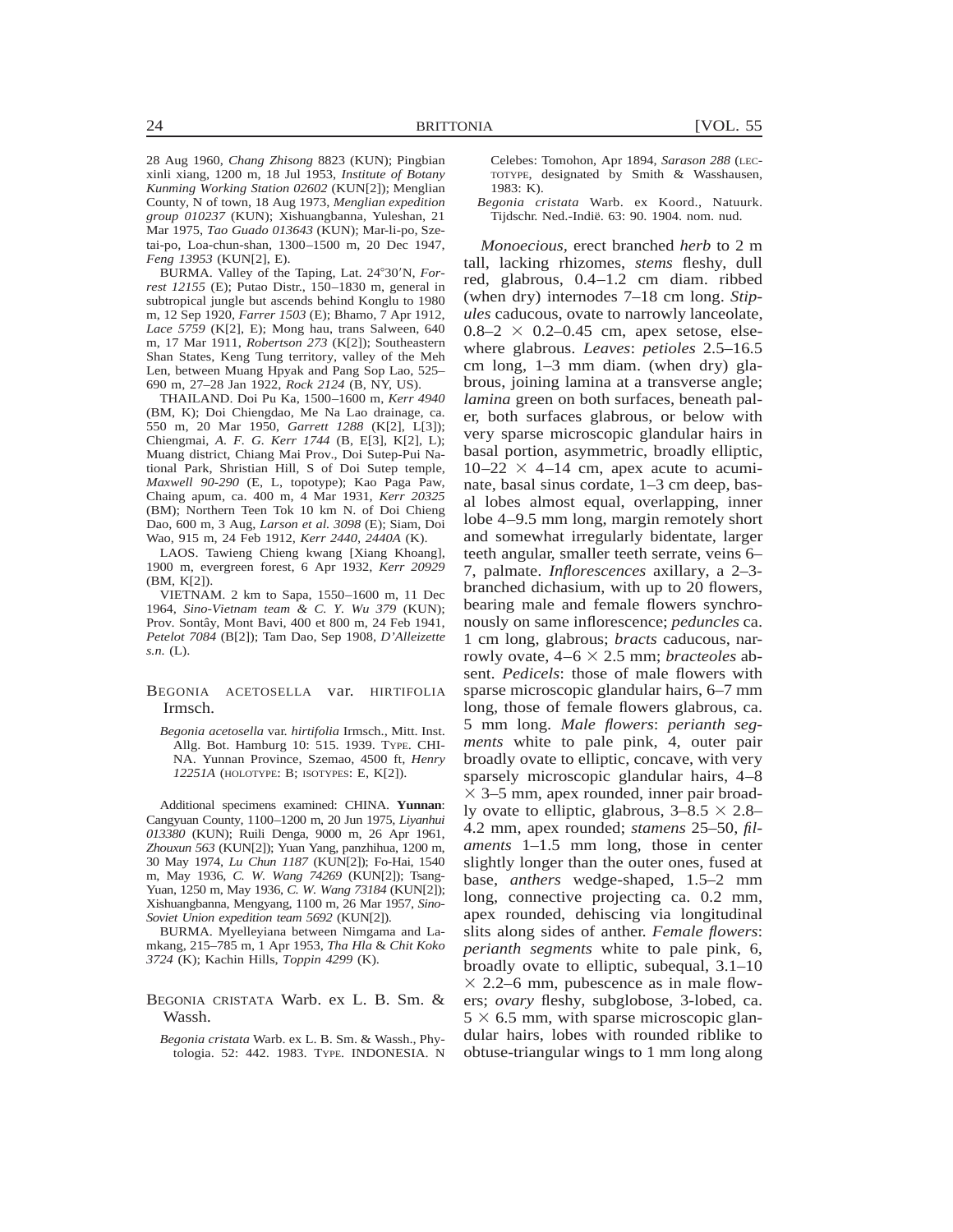28 Aug 1960, *Chang Zhisong* 8823 (KUN); Pingbian xinli xiang, 1200 m, 18 Jul 1953, *Institute of Botany Kunming Working Station 02602* (KUN[2]); Menglian County, N of town, 18 Aug 1973, *Menglian expedition group 010237* (KUN); Xishuangbanna, Yuleshan, 21 Mar 1975, *Tao Guado 013643* (KUN); Mar-li-po, Szetai-po, Loa-chun-shan, 1300–1500 m, 20 Dec 1947, *Feng 13953* (KUN[2], E).

BURMA. Valley of the Taping, Lat. 24°30′N, *Forrest 12155* (E); Putao Distr., 150–1830 m, general in subtropical jungle but ascends behind Konglu to 1980 m, 12 Sep 1920, *Farrer 1503* (E); Bhamo, 7 Apr 1912, *Lace 5759* (K[2], E); Mong hau, trans Salween, 640 m, 17 Mar 1911, *Robertson 273* (K[2]); Southeastern Shan States, Keng Tung territory, valley of the Meh Len, between Muang Hpyak and Pang Sop Lao, 525–690 m, 27–28 Jan 1922, *Rock 2124* (B, NY, US).

THAILAND. Doi Pu Ka, 1500–1600 m, *Kerr 4940* (BM, K); Doi Chiengdao, Me Na Lao drainage, ca. 550 m, 20 Mar 1950, *Garrett 1288* (K[2], L[3]); Chiengmai, *A. F. G. Kerr 1744* (B, E[3], K[2], L); Muang district, Chiang Mai Prov., Doi Sutep-Pui National Park, Shristian Hill, S of Doi Sutep temple, *Maxwell 90-290* (E, L, topotype); Kao Paga Paw, Chaing apum, ca. 400 m, 4 Mar 1931, *Kerr 20325* (BM); Northern Teen Tok 10 km N. of Doi Chieng Dao, 600 m, 3 Aug, *Larson et al. 3098* (E); Siam, Doi Wao, 915 m, 24 Feb 1912, *Kerr 2440, 2440A* (K).

LAOS. Tawieng Chieng kwang [Xiang Khoang], 1900 m, evergreen forest, 6 Apr 1932, *Kerr 20929* (BM, K[2]).

VIETNAM. 2 km to Sapa, 1550–1600 m, 11 Dec 1964, *Sino-Vietnam team & C. Y. Wu 379* (KUN); Prov. Sontây, Mont Bavi, 400 et 800 m, 24 Feb 1941, *Petelot 7084* (B[2]); Tam Dao, Sep 1908, *D'Alleizette s.n.* (L).

## Begonia acetosella var. hirtifolia Irmsch.

*Begonia acetosella* var. *hirtifolia* Irmsch., Mitt. Inst. Allg. Bot. Hamburg 10: 515. 1939. Type. CHINA. Yunnan Province, Szemao, 4500 ft, *Henry 12251A* (holotype: B; isotypes: E, K[2]).

Additional specimens examined: CHINA. **Yunnan**: Cangyuan County, 1100–1200 m, 20 Jun 1975, *Liyanhui 013380* (KUN); Ruili Denga, 9000 m, 26 Apr 1961, *Zhouxun 563* (KUN[2]); Yuan Yang, panzhihua, 1200 m, 30 May 1974, *Lu Chun 1187* (KUN[2]); Fo-Hai, 1540 m, May 1936, *C. W. Wang 74269* (KUN[2]); Tsang-Yuan, 1250 m, May 1936, *C. W. Wang 73184* (KUN[2]); Xishuangbanna, Mengyang, 1100 m, 26 Mar 1957, *Sino-Soviet Union expedition team 5692* (KUN[2]).

BURMA. Myelleyiana between Nimgama and Lamkang, 215–785 m, 1 Apr 1953, *Tha Hla & Chit Koko 3724* (K); Kachin Hills, *Toppin 4299* (K).

## Begonia cristata Warb. ex L. B. Sm. & Wassh.

*Begonia cristata* Warb. ex L. B. Sm. & Wassh., Phytologia. 52: 442. 1983. Type. INDONESIA. N Celebes: Tomohon, Apr 1894, *Sarason 288* (lectotype, designated by Smith & Wasshausen, 1983: K).

*Begonia cristata* Warb. ex Koord., Natuurk. Tijdschr. Ned.-Indië. 63: 90. 1904. nom. nud.

*Monoecious*, erect branched *herb* to 2 m tall, lacking rhizomes, *stems* fleshy, dull red, glabrous, 0.4–1.2 cm diam. ribbed (when dry) internodes 7–18 cm long. *Stipules* caducous, ovate to narrowly lanceolate, 0.8–2 × 0.2–0.45 cm, apex setose, elsewhere glabrous. *Leaves*: *petioles* 2.5–16.5 cm long, 1–3 mm diam. (when dry) glabrous, joining lamina at a transverse angle; *lamina* green on both surfaces, beneath paler, both surfaces glabrous, or below with very sparse microscopic glandular hairs in basal portion, asymmetric, broadly elliptic, 10–22 × 4–14 cm, apex acute to acuminate, basal sinus cordate, 1–3 cm deep, basal lobes almost equal, overlapping, inner lobe 4–9.5 mm long, margin remotely short and somewhat irregularly bidentate, larger teeth angular, smaller teeth serrate, veins 6–7, palmate. *Inflorescences* axillary, a 2–3-branched dichasium, with up to 20 flowers, bearing male and female flowers synchronously on same inflorescence; *peduncles* ca. 1 cm long, glabrous; *bracts* caducous, narrowly ovate, 4–6 × 2.5 mm; *bracteoles* absent. *Pedicels*: those of male flowers with sparse microscopic glandular hairs, 6–7 mm long, those of female flowers glabrous, ca. 5 mm long. *Male flowers*: *perianth segments* white to pale pink, 4, outer pair broadly ovate to elliptic, concave, with very sparsely microscopic glandular hairs, 4–8 × 3–5 mm, apex rounded, inner pair broadly ovate to elliptic, glabrous, 3–8.5 × 2.8–4.2 mm, apex rounded; *stamens* 25–50, *filaments* 1–1.5 mm long, those in center slightly longer than the outer ones, fused at base, *anthers* wedge-shaped, 1.5–2 mm long, connective projecting ca. 0.2 mm, apex rounded, dehiscing via longitudinal slits along sides of anther. *Female flowers*: *perianth segments* white to pale pink, 6, broadly ovate to elliptic, subequal, 3.1–10 × 2.2–6 mm, pubescence as in male flowers; *ovary* fleshy, subglobose, 3-lobed, ca. 5 × 6.5 mm, with sparse microscopic glandular hairs, lobes with rounded riblike to obtuse-triangular wings to 1 mm long along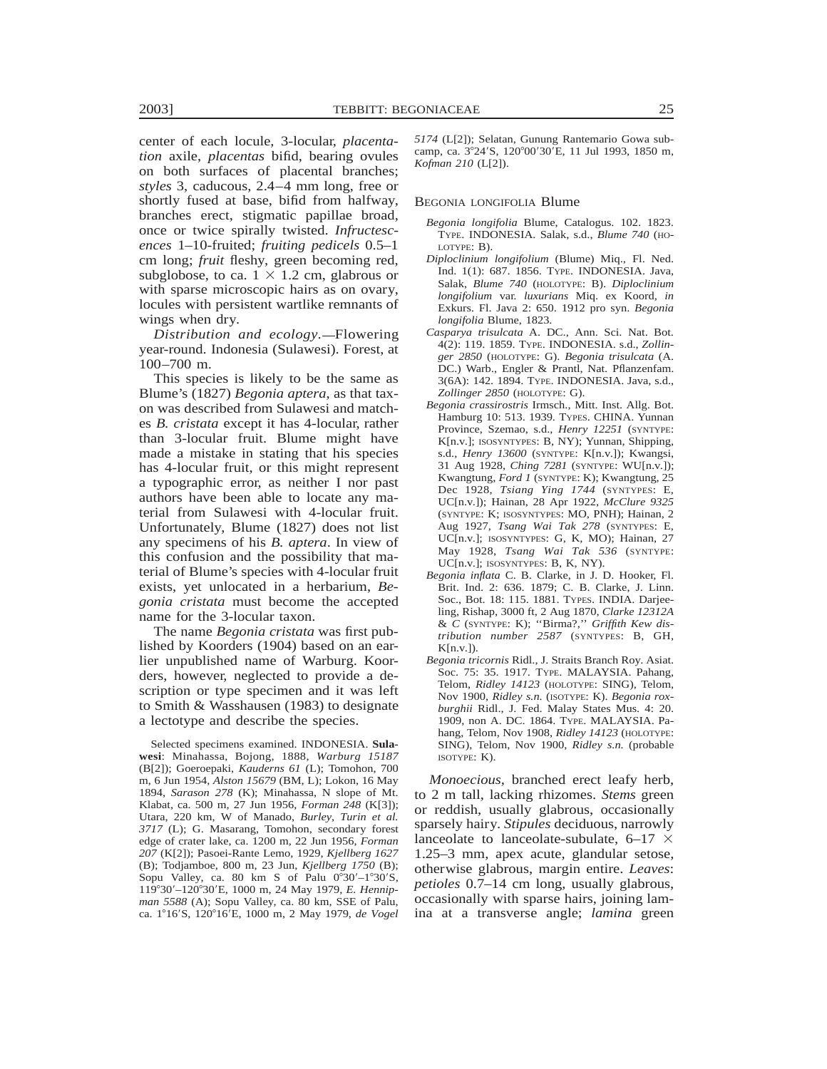center of each locule, 3-locular, *placentation* axile, *placentas* bifid, bearing ovules on both surfaces of placental branches; *styles* 3, caducous, 2.4–4 mm long, free or shortly fused at base, bifid from halfway, branches erect, stigmatic papillae broad, once or twice spirally twisted. *Infructescences* 1–10-fruited; *fruiting pedicels* 0.5–1 cm long; *fruit* fleshy, green becoming red, subglobose, to ca. 1 × 1.2 cm, glabrous or with sparse microscopic hairs as on ovary, locules with persistent wartlike remnants of wings when dry.

*Distribution and ecology*.—Flowering year-round. Indonesia (Sulawesi). Forest, at 100–700 m.

This species is likely to be the same as Blume's (1827) *Begonia aptera*, as that taxon was described from Sulawesi and matches *B. cristata* except it has 4-locular, rather than 3-locular fruit. Blume might have made a mistake in stating that his species has 4-locular fruit, or this might represent a typographic error, as neither I nor past authors have been able to locate any material from Sulawesi with 4-locular fruit. Unfortunately, Blume (1827) does not list any specimens of his *B. aptera*. In view of this confusion and the possibility that material of Blume's species with 4-locular fruit exists, yet unlocated in a herbarium, *Begonia cristata* must become the accepted name for the 3-locular taxon.

The name *Begonia cristata* was first published by Koorders (1904) based on an earlier unpublished name of Warburg. Koorders, however, neglected to provide a description or type specimen and it was left to Smith & Wasshausen (1983) to designate a lectotype and describe the species.

Selected specimens examined. INDONESIA. **Sulawesi**: Minahassa, Bojong, 1888, *Warburg 15187* (B[2]); Goeroepaki, *Kauderns 61* (L); Tomohon, 700 m, 6 Jun 1954, *Alston 15679* (BM, L); Lokon, 16 May 1894, *Sarason 278* (K); Minahassa, N slope of Mt. Klabat, ca. 500 m, 27 Jun 1956, *Forman 248* (K[3]); Utara, 220 km, W of Manado, *Burley, Turin et al. 3717* (L); G. Masarang, Tomohon, secondary forest edge of crater lake, ca. 1200 m, 22 Jun 1956, *Forman 207* (K[2]); Pasoei-Rante Lemo, 1929, *Kjellberg 1627* (B); Todjamboe, 800 m, 23 Jun, *Kjellberg 1750* (B); Sopu Valley, ca. 80 km S of Palu 0°30′–1°30′S, 119°30′–120°30′E, 1000 m, 24 May 1979, *E. Hennipman 5588* (A); Sopu Valley, ca. 80 km, SSE of Palu, ca. 1°16′S, 120°16′E, 1000 m, 2 May 1979, *de Vogel 5174* (L[2]); Selatan, Gunung Rantemario Gowa subcamp, ca. 3°24′S, 120°00′30′E, 11 Jul 1993, 1850 m, *Kofman 210* (L[2]).

## BEGONIA LONGIFOLIA Blume

*Begonia longifolia* Blume, Catalogus. 102. 1823. TYPE. INDONESIA. Salak, s.d., *Blume 740* (HOLOTYPE: B).

*Diploclinium longifolium* (Blume) Miq., Fl. Ned. Ind. 1(1): 687. 1856. TYPE. INDONESIA. Java, Salak, *Blume 740* (HOLOTYPE: B). *Diploclinium longifolium* var. *luxurians* Miq. ex Koord, *in* Exkurs. Fl. Java 2: 650. 1912 pro syn. *Begonia longifolia* Blume, 1823.

*Casparya trisulcata* A. DC., Ann. Sci. Nat. Bot. 4(2): 119. 1859. TYPE. INDONESIA. s.d., *Zollinger 2850* (HOLOTYPE: G). *Begonia trisulcata* (A. DC.) Warb., Engler & Prantl, Nat. Pflanzenfam. 3(6A): 142. 1894. TYPE. INDONESIA. Java, s.d., *Zollinger 2850* (HOLOTYPE: G).

*Begonia crassirostris* Irmsch., Mitt. Inst. Allg. Bot. Hamburg 10: 513. 1939. TYPES. CHINA. Yunnan Province, Szemao, s.d., *Henry 12251* (SYNTYPE: K[n.v.]; ISOSYNTYPES: B, NY); Yunnan, Shipping, s.d., *Henry 13600* (SYNTYPE: K[n.v.]); Kwangsi, 31 Aug 1928, *Ching 7281* (SYNTYPE: WU[n.v.]); Kwangtung, *Ford 1* (SYNTYPE: K); Kwangtung, 25 Dec 1928, *Tsiang Ying 1744* (SYNTYPES: E, UC[n.v.]); Hainan, 28 Apr 1922, *McClure 9325* (SYNTYPE: K; ISOSYNTYPES: MO, PNH); Hainan, 2 Aug 1927, *Tsang Wai Tak 278* (SYNTYPES: E, UC[n.v.]; ISOSYNTYPES: G, K, MO); Hainan, 27 May 1928, *Tsang Wai Tak 536* (SYNTYPE: UC[n.v.]; ISOSYNTYPES: B, K, NY).

*Begonia inflata* C. B. Clarke, in J. D. Hooker, Fl. Brit. Ind. 2: 636. 1879; C. B. Clarke, J. Linn. Soc., Bot. 18: 115. 1881. TYPES. INDIA. Darjeeling, Rishap, 3000 ft, 2 Aug 1870, *Clarke 12312A* & *C* (SYNTYPE: K); ''Birma?,'' *Griffith Kew distribution number 2587* (SYNTYPES: B, GH, K[n.v.]).

*Begonia tricornis* Ridl., J. Straits Branch Roy. Asiat. Soc. 75: 35. 1917. TYPE. MALAYSIA. Pahang, Telom, *Ridley 14123* (HOLOTYPE: SING), Telom, Nov 1900, *Ridley s.n.* (ISOTYPE: K). *Begonia roxburghii* Ridl., J. Fed. Malay States Mus. 4: 20. 1909, non A. DC. 1864. TYPE. MALAYSIA. Pahang, Telom, Nov 1908, *Ridley 14123* (HOLOTYPE: SING), Telom, Nov 1900, *Ridley s.n.* (probable ISOTYPE: K).

*Monoecious*, branched erect leafy herb, to 2 m tall, lacking rhizomes. *Stems* green or reddish, usually glabrous, occasionally sparsely hairy. *Stipules* deciduous, narrowly lanceolate to lanceolate-subulate, 6–17 × 1.25–3 mm, apex acute, glandular setose, otherwise glabrous, margin entire. *Leaves*: *petioles* 0.7–14 cm long, usually glabrous, occasionally with sparse hairs, joining lamina at a transverse angle; *lamina* green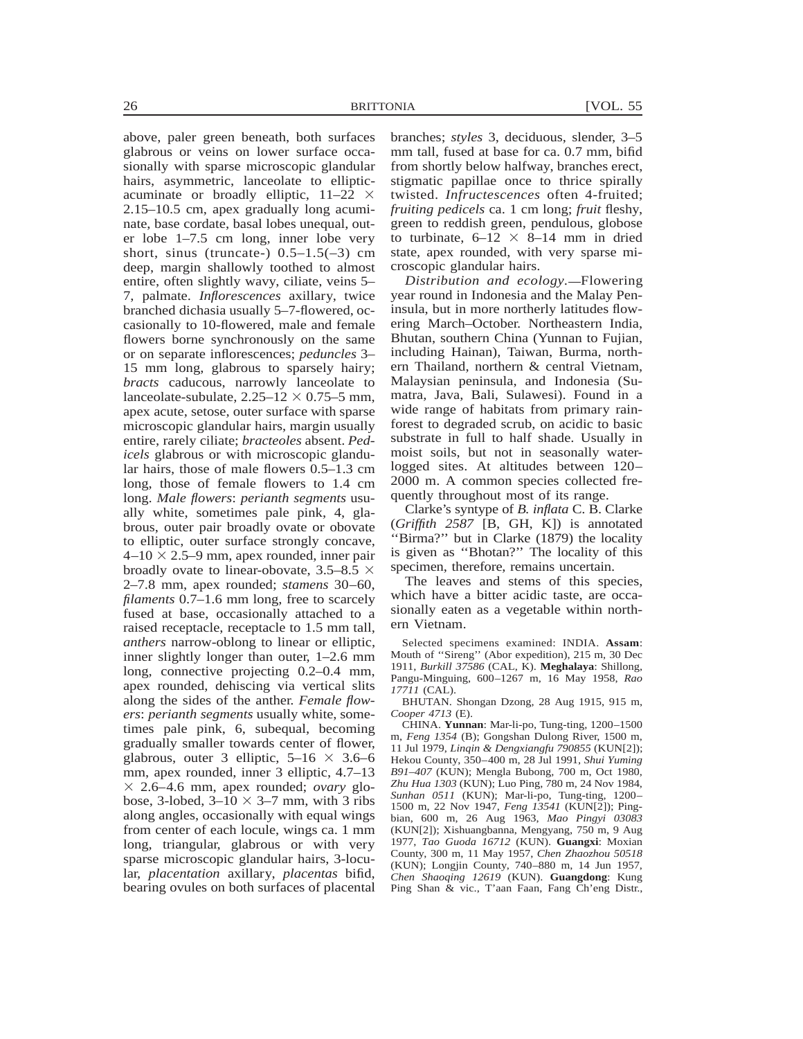above, paler green beneath, both surfaces glabrous or veins on lower surface occasionally with sparse microscopic glandular hairs, asymmetric, lanceolate to elliptic-acuminate or broadly elliptic, 11–22 × 2.15–10.5 cm, apex gradually long acuminate, base cordate, basal lobes unequal, outer lobe 1–7.5 cm long, inner lobe very short, sinus (truncate-) 0.5–1.5(–3) cm deep, margin shallowly toothed to almost entire, often slightly wavy, ciliate, veins 5–7, palmate. *Inflorescences* axillary, twice branched dichasia usually 5–7-flowered, occasionally to 10-flowered, male and female flowers borne synchronously on the same or on separate inflorescences; *peduncles* 3–15 mm long, glabrous to sparsely hairy; *bracts* caducous, narrowly lanceolate to lanceolate-subulate, 2.25–12 × 0.75–5 mm, apex acute, setose, outer surface with sparse microscopic glandular hairs, margin usually entire, rarely ciliate; *bracteoles* absent. *Pedicels* glabrous or with microscopic glandular hairs, those of male flowers 0.5–1.3 cm long, those of female flowers to 1.4 cm long. *Male flowers*: *perianth segments* usually white, sometimes pale pink, 4, glabrous, outer pair broadly ovate or obovate to elliptic, outer surface strongly concave, 4–10 × 2.5–9 mm, apex rounded, inner pair broadly ovate to linear-obovate, 3.5–8.5 × 2–7.8 mm, apex rounded; *stamens* 30–60, *filaments* 0.7–1.6 mm long, free to scarcely fused at base, occasionally attached to a raised receptacle, receptacle to 1.5 mm tall, *anthers* narrow-oblong to linear or elliptic, inner slightly longer than outer, 1–2.6 mm long, connective projecting 0.2–0.4 mm, apex rounded, dehiscing via vertical slits along the sides of the anther. *Female flowers*: *perianth segments* usually white, sometimes pale pink, 6, subequal, becoming gradually smaller towards center of flower, glabrous, outer 3 elliptic, 5–16 × 3.6–6 mm, apex rounded, inner 3 elliptic, 4.7–13 × 2.6–4.6 mm, apex rounded; *ovary* globose, 3-lobed, 3–10 × 3–7 mm, with 3 ribs along angles, occasionally with equal wings from center of each locule, wings ca. 1 mm long, triangular, glabrous or with very sparse microscopic glandular hairs, 3-locular, *placentation* axillary, *placentas* bifid, bearing ovules on both surfaces of placental branches; *styles* 3, deciduous, slender, 3–5 mm tall, fused at base for ca. 0.7 mm, bifid from shortly below halfway, branches erect, stigmatic papillae once to thrice spirally twisted. *Infructescences* often 4-fruited; *fruiting pedicels* ca. 1 cm long; *fruit* fleshy, green to reddish green, pendulous, globose to turbinate, 6–12 × 8–14 mm in dried state, apex rounded, with very sparse microscopic glandular hairs.

*Distribution and ecology.*—Flowering year round in Indonesia and the Malay Peninsula, but in more northerly latitudes flowering March–October. Northeastern India, Bhutan, southern China (Yunnan to Fujian, including Hainan), Taiwan, Burma, northern Thailand, northern & central Vietnam, Malaysian peninsula, and Indonesia (Sumatra, Java, Bali, Sulawesi). Found in a wide range of habitats from primary rainforest to degraded scrub, on acidic to basic substrate in full to half shade. Usually in moist soils, but not in seasonally waterlogged sites. At altitudes between 120–2000 m. A common species collected frequently throughout most of its range.

Clarke's syntype of *B. inflata* C. B. Clarke (*Griffith 2587* [B, GH, K]) is annotated ''Birma?'' but in Clarke (1879) the locality is given as ''Bhotan?'' The locality of this specimen, therefore, remains uncertain.

The leaves and stems of this species, which have a bitter acidic taste, are occasionally eaten as a vegetable within northern Vietnam.

Selected specimens examined: INDIA. **Assam**: Mouth of ''Sireng'' (Abor expedition), 215 m, 30 Dec 1911, *Burkill 37586* (CAL, K). **Meghalaya**: Shillong, Pangu-Minguing, 600–1267 m, 16 May 1958, *Rao 17711* (CAL).

BHUTAN. Shongan Dzong, 28 Aug 1915, 915 m, *Cooper 4713* (E).

CHINA. **Yunnan**: Mar-li-po, Tung-ting, 1200–1500 m, *Feng 1354* (B); Gongshan Dulong River, 1500 m, 11 Jul 1979, *Linqin & Dengxiangfu 790855* (KUN[2]); Hekou County, 350–400 m, 28 Jul 1991, *Shui Yuming B91–407* (KUN); Mengla Bubong, 700 m, Oct 1980, *Zhu Hua 1303* (KUN); Luo Ping, 780 m, 24 Nov 1984, *Sunhan 0511* (KUN); Mar-li-po, Tung-ting, 1200–1500 m, 22 Nov 1947, *Feng 13541* (KUN[2]); Pingbian, 600 m, 26 Aug 1963, *Mao Pingyi 03083* (KUN[2]); Xishuangbanna, Mengyang, 750 m, 9 Aug 1977, *Tao Guoda 16712* (KUN). **Guangxi**: Moxian County, 300 m, 11 May 1957, *Chen Zhaozhou 50518* (KUN); Longjin County, 740–880 m, 14 Jun 1957, *Chen Shaoqing 12619* (KUN). **Guangdong**: Kung Ping Shan & vic., T'aan Faan, Fang Ch'eng Distr.,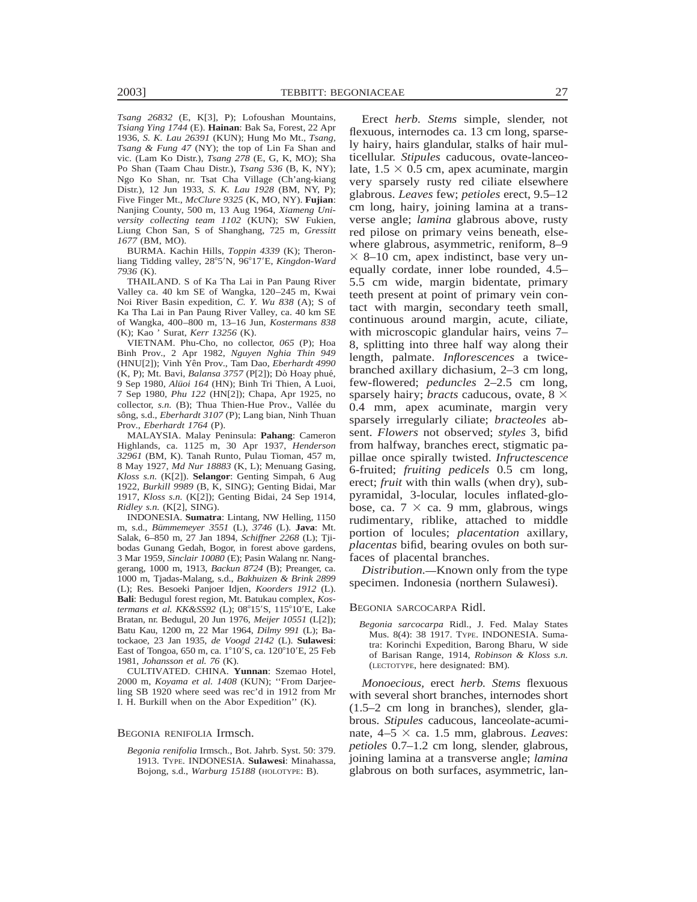*Tsang 26832* (E, K[3], P); Lofoushan Mountains, *Tsiang Ying 1744* (E). **Hainan**: Bak Sa, Forest, 22 Apr 1936, *S. K. Lau 26391* (KUN); Hung Mo Mt., *Tsang, Tsang & Fung 47* (NY); the top of Lin Fa Shan and vic. (Lam Ko Distr.), *Tsang 278* (E, G, K, MO); Sha Po Shan (Taam Chau Distr.), *Tsang 536* (B, K, NY); Ngo Ko Shan, nr. Tsat Cha Village (Ch'ang-kiang Distr.), 12 Jun 1933, *S. K. Lau 1928* (BM, NY, P); Five Finger Mt., *McClure 9325* (K, MO, NY). **Fujian**: Nanjing County, 500 m, 13 Aug 1964, *Xiameng University collecting team 1102* (KUN); SW Fukien, Liung Chon San, S of Shanghang, 725 m, *Gressitt 1677* (BM, MO).

BURMA. Kachin Hills, *Toppin 4339* (K); Theronliang Tidding valley, 28°5′N, 96°17′E, *Kingdon-Ward 7936* (K).

THAILAND. S of Ka Tha Lai in Pan Paung River Valley ca. 40 km SE of Wangka, 120–245 m, Kwai Noi River Basin expedition, *C. Y. Wu 838* (A); S of Ka Tha Lai in Pan Paung River Valley, ca. 40 km SE of Wangka, 400–800 m, 13–16 Jun, *Kostermans 838* (K); Kao ' Surat, *Kerr 13256* (K).

VIETNAM. Phu-Cho, no collector, *065* (P); Hoa Binh Prov., 2 Apr 1982, *Nguyen Nghia Thin 949* (HNU[2]); Vinh Yên Prov., Tam Dao, *Eberhardt 4990* (K, P); Mt. Bavi, *Balansa 3757* (P[2]); Dò Hoay phué, 9 Sep 1980, *Alüoi 164* (HN); Binh Tri Thien, A Luoi, 7 Sep 1980, *Phu 122* (HN[2]); Chapa, Apr 1925, no collector, *s.n.* (B); Thua Thien-Hue Prov., Vallée du sông, s.d., *Eberhardt 3107* (P); Lang bian, Ninh Thuan Prov., *Eberhardt 1764* (P).

MALAYSIA. Malay Peninsula: **Pahang**: Cameron Highlands, ca. 1125 m, 30 Apr 1937, *Henderson 32961* (BM, K). Tanah Runto, Pulau Tioman, 457 m, 8 May 1927, *Md Nur 18883* (K, L); Menuang Gasing, *Kloss s.n.* (K[2]). **Selangor**: Genting Simpah, 6 Aug 1922, *Burkill 9989* (B, K, SING); Genting Bidai, Mar 1917, *Kloss s.n.* (K[2]); Genting Bidai, 24 Sep 1914, *Ridley s.n.* (K[2], SING).

INDONESIA. **Sumatra**: Lintang, NW Helling, 1150 m, s.d., *Bümmemeyer 3551* (L), *3746* (L). **Java**: Mt. Salak, 6–850 m, 27 Jan 1894, *Schiffner 2268* (L); Tjibodas Gunang Gedah, Bogor, in forest above gardens, 3 Mar 1959, *Sinclair 10080* (E); Pasin Walang nr. Nanggerang, 1000 m, 1913, *Backun 8724* (B); Preanger, ca. 1000 m, Tjadas-Malang, s.d., *Bakhuizen & Brink 2899* (L); Res. Besoeki Panjoer Idjen, *Koorders 1912* (L). **Bali**: Bedugul forest region, Mt. Batukau complex, *Kostermans et al. KK&SS92* (L); 08°15′S, 115°10′E, Lake Bratan, nr. Bedugul, 20 Jun 1976, *Meijer 10551* (L[2]); Batu Kau, 1200 m, 22 Mar 1964, *Dilmy 991* (L); Batockaoe, 23 Jan 1935, *de Voogd 2142* (L). **Sulawesi**: East of Tongoa, 650 m, ca. 1°10′S, ca. 120°10′E, 25 Feb 1981, *Johansson et al. 76* (K).

CULTIVATED. CHINA. **Yunnan**: Szemao Hotel, 2000 m, *Koyama et al. 1408* (KUN); ''From Darjeeling SB 1920 where seed was rec'd in 1912 from Mr I. H. Burkill when on the Abor Expedition'' (K).

## BEGONIA RENIFOLIA Irmsch.

*Begonia renifolia* Irmsch., Bot. Jahrb. Syst. 50: 379. 1913. TYPE. INDONESIA. **Sulawesi**: Minahassa, Bojong, s.d., *Warburg 15188* (HOLOTYPE: B).

Erect *herb*. *Stems* simple, slender, not flexuous, internodes ca. 13 cm long, sparsely hairy, hairs glandular, stalks of hair multicellular. *Stipules* caducous, ovate-lanceolate, 1.5 × 0.5 cm, apex acuminate, margin very sparsely rusty red ciliate elsewhere glabrous. *Leaves* few; *petioles* erect, 9.5–12 cm long, hairy, joining lamina at a transverse angle; *lamina* glabrous above, rusty red pilose on primary veins beneath, elsewhere glabrous, asymmetric, reniform, 8–9 × 8–10 cm, apex indistinct, base very unequally cordate, inner lobe rounded, 4.5–5.5 cm wide, margin bidentate, primary teeth present at point of primary vein contact with margin, secondary teeth small, continuous around margin, acute, ciliate, with microscopic glandular hairs, veins 7–8, splitting into three half way along their length, palmate. *Inflorescences* a twice-branched axillary dichasium, 2–3 cm long, few-flowered; *peduncles* 2–2.5 cm long, sparsely hairy; *bracts* caducous, ovate, 8 × 0.4 mm, apex acuminate, margin very sparsely irregularly ciliate; *bracteoles* absent. *Flowers* not observed; *styles* 3, bifid from halfway, branches erect, stigmatic papillae once spirally twisted. *Infructescence* 6-fruited; *fruiting pedicels* 0.5 cm long, erect; *fruit* with thin walls (when dry), subpyramidal, 3-locular, locules inflated-globose, ca. 7 × ca. 9 mm, glabrous, wings rudimentary, riblike, attached to middle portion of locules; *placentation* axillary, *placentas* bifid, bearing ovules on both surfaces of placental branches.

*Distribution*.—Known only from the type specimen. Indonesia (northern Sulawesi).

## BEGONIA SARCOCARPA Ridl.

*Begonia sarcocarpa* Ridl., J. Fed. Malay States Mus. 8(4): 38 1917. TYPE. INDONESIA. Sumatra: Korinchi Expedition, Barong Bharu, W side of Barisan Range, 1914, *Robinson & Kloss s.n.* (LECTOTYPE, here designated: BM).

*Monoecious*, erect *herb*. *Stems* flexuous with several short branches, internodes short (1.5–2 cm long in branches), slender, glabrous. *Stipules* caducous, lanceolate-acuminate, 4–5 × ca. 1.5 mm, glabrous. *Leaves*: *petioles* 0.7–1.2 cm long, slender, glabrous, joining lamina at a transverse angle; *lamina* glabrous on both surfaces, asymmetric, lan-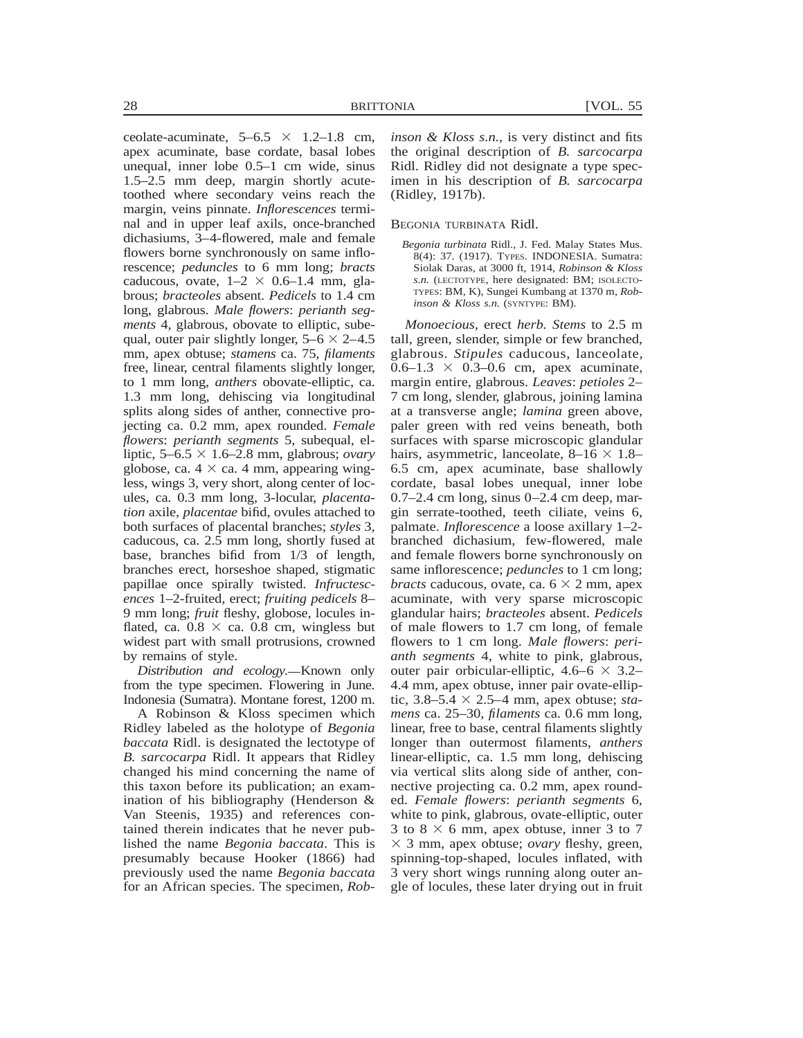ceolate-acuminate, 5–6.5 × 1.2–1.8 cm, apex acuminate, base cordate, basal lobes unequal, inner lobe 0.5–1 cm wide, sinus 1.5–2.5 mm deep, margin shortly acute-toothed where secondary veins reach the margin, veins pinnate. *Inflorescences* terminal and in upper leaf axils, once-branched dichasiums, 3–4-flowered, male and female flowers borne synchronously on same inflorescence; *peduncles* to 6 mm long; *bracts* caducous, ovate, 1–2 × 0.6–1.4 mm, glabrous; *bracteoles* absent. *Pedicels* to 1.4 cm long, glabrous. *Male flowers*: *perianth segments* 4, glabrous, obovate to elliptic, subequal, outer pair slightly longer, 5–6 × 2–4.5 mm, apex obtuse; *stamens* ca. 75, *filaments* free, linear, central filaments slightly longer, to 1 mm long, *anthers* obovate-elliptic, ca. 1.3 mm long, dehiscing via longitudinal splits along sides of anther, connective projecting ca. 0.2 mm, apex rounded. *Female flowers*: *perianth segments* 5, subequal, elliptic, 5–6.5 × 1.6–2.8 mm, glabrous; *ovary* globose, ca. 4 × ca. 4 mm, appearing wingless, wings 3, very short, along center of locules, ca. 0.3 mm long, 3-locular, *placentation* axile, *placentae* bifid, ovules attached to both surfaces of placental branches; *styles* 3, caducous, ca. 2.5 mm long, shortly fused at base, branches bifid from 1/3 of length, branches erect, horseshoe shaped, stigmatic papillae once spirally twisted. *Infructescences* 1–2-fruited, erect; *fruiting pedicels* 8–9 mm long; *fruit* fleshy, globose, locules inflated, ca. 0.8 × ca. 0.8 cm, wingless but widest part with small protrusions, crowned by remains of style.

*Distribution and ecology.*—Known only from the type specimen. Flowering in June. Indonesia (Sumatra). Montane forest, 1200 m.

A Robinson & Kloss specimen which Ridley labeled as the holotype of *Begonia baccata* Ridl. is designated the lectotype of *B. sarcocarpa* Ridl. It appears that Ridley changed his mind concerning the name of this taxon before its publication; an examination of his bibliography (Henderson & Van Steenis, 1935) and references contained therein indicates that he never published the name *Begonia baccata*. This is presumably because Hooker (1866) had previously used the name *Begonia baccata* for an African species. The specimen, *Robinson & Kloss s.n.*, is very distinct and fits the original description of *B. sarcocarpa* Ridl. Ridley did not designate a type specimen in his description of *B. sarcocarpa* (Ridley, 1917b).

BEGONIA TURBINATA Ridl.

*Begonia turbinata* Ridl., J. Fed. Malay States Mus. 8(4): 37. (1917). TYPES. INDONESIA. Sumatra: Siolak Daras, at 3000 ft, 1914, *Robinson & Kloss s.n.* (LECTOTYPE, here designated: BM; ISOLECTOTYPES: BM, K), Sungei Kumbang at 1370 m, *Robinson & Kloss s.n.* (SYNTYPE: BM).

*Monoecious*, erect *herb. Stems* to 2.5 m tall, green, slender, simple or few branched, glabrous. *Stipules* caducous, lanceolate, 0.6–1.3 × 0.3–0.6 cm, apex acuminate, margin entire, glabrous. *Leaves*: *petioles* 2–7 cm long, slender, glabrous, joining lamina at a transverse angle; *lamina* green above, paler green with red veins beneath, both surfaces with sparse microscopic glandular hairs, asymmetric, lanceolate, 8–16 × 1.8–6.5 cm, apex acuminate, base shallowly cordate, basal lobes unequal, inner lobe 0.7–2.4 cm long, sinus 0–2.4 cm deep, margin serrate-toothed, teeth ciliate, veins 6, palmate. *Inflorescence* a loose axillary 1–2-branched dichasium, few-flowered, male and female flowers borne synchronously on same inflorescence; *peduncles* to 1 cm long; *bracts* caducous, ovate, ca. 6 × 2 mm, apex acuminate, with very sparse microscopic glandular hairs; *bracteoles* absent. *Pedicels* of male flowers to 1.7 cm long, of female flowers to 1 cm long. *Male flowers*: *perianth segments* 4, white to pink, glabrous, outer pair orbicular-elliptic, 4.6–6 × 3.2–4.4 mm, apex obtuse, inner pair ovate-elliptic, 3.8–5.4 × 2.5–4 mm, apex obtuse; *stamens* ca. 25–30, *filaments* ca. 0.6 mm long, linear, free to base, central filaments slightly longer than outermost filaments, *anthers* linear-elliptic, ca. 1.5 mm long, dehiscing via vertical slits along side of anther, connective projecting ca. 0.2 mm, apex rounded. *Female flowers*: *perianth segments* 6, white to pink, glabrous, ovate-elliptic, outer 3 to 8 × 6 mm, apex obtuse, inner 3 to 7 × 3 mm, apex obtuse; *ovary* fleshy, green, spinning-top-shaped, locules inflated, with 3 very short wings running along outer angle of locules, these later drying out in fruit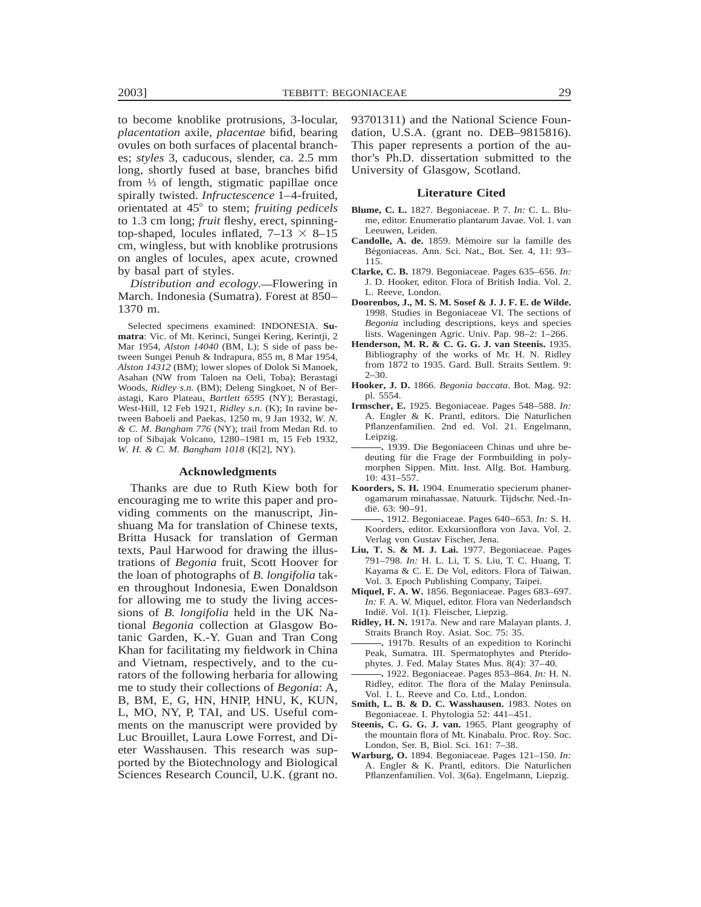to become knoblike protrusions, 3-locular, *placentation* axile, *placentae* bifid, bearing ovules on both surfaces of placental branches; *styles* 3, caducous, slender, ca. 2.5 mm long, shortly fused at base, branches bifid from ⅓ of length, stigmatic papillae once spirally twisted. *Infructescence* 1–4-fruited, orientated at 45° to stem; *fruiting pedicels* to 1.3 cm long; *fruit* fleshy, erect, spinning-top-shaped, locules inflated, 7–13 × 8–15 cm, wingless, but with knoblike protrusions on angles of locules, apex acute, crowned by basal part of styles.

*Distribution and ecology.*—Flowering in March. Indonesia (Sumatra). Forest at 850–1370 m.

Selected specimens examined: INDONESIA. **Sumatra**: Vic. of Mt. Kerinci, Sungei Kering, Kerintji, 2 Mar 1954, *Alston 14040* (BM, L); S side of pass between Sungei Penuh & Indrapura, 855 m, 8 Mar 1954, *Alston 14312* (BM); lower slopes of Dolok Si Manoek, Asahan (NW from Taloen na Oeli, Toba); Berastagi Woods, *Ridley s.n.* (BM); Deleng Singkoet, N of Berastagi, Karo Plateau, *Bartlett 6595* (NY); Berastagi, West-Hill, 12 Feb 1921, *Ridley s.n.* (K); In ravine between Baboeli and Paekas, 1250 m, 9 Jan 1932, *W. N. & C. M. Bangham 776* (NY); trail from Medan Rd. to top of Sibajak Volcano, 1280–1981 m, 15 Feb 1932, *W. H. & C. M. Bangham 1018* (K[2], NY).

## Acknowledgments

Thanks are due to Ruth Kiew both for encouraging me to write this paper and providing comments on the manuscript, Jinshuang Ma for translation of Chinese texts, Britta Husack for translation of German texts, Paul Harwood for drawing the illustrations of *Begonia* fruit, Scott Hoover for the loan of photographs of *B. longifolia* taken throughout Indonesia, Ewen Donaldson for allowing me to study the living accessions of *B. longifolia* held in the UK National *Begonia* collection at Glasgow Botanic Garden, K.-Y. Guan and Tran Cong Khan for facilitating my fieldwork in China and Vietnam, respectively, and to the curators of the following herbaria for allowing me to study their collections of *Begonia*: A, B, BM, E, G, HN, HNIP, HNU, K, KUN, L, MO, NY, P, TAI, and US. Useful comments on the manuscript were provided by Luc Brouillet, Laura Lowe Forrest, and Dieter Wasshausen. This research was supported by the Biotechnology and Biological Sciences Research Council, U.K. (grant no. 93701311) and the National Science Foundation, U.S.A. (grant no. DEB–9815816). This paper represents a portion of the author's Ph.D. dissertation submitted to the University of Glasgow, Scotland.

## Literature Cited

**Blume, C. L.** 1827. Begoniaceae. P. 7. *In:* C. L. Blume, editor. Enumeratio plantarum Javae. Vol. 1. van Leeuwen, Leiden.

**Candolle, A. de.** 1859. Mémoire sur la famille des Bégoniaceas. Ann. Sci. Nat., Bot. Ser. 4, 11: 93–115.

**Clarke, C. B.** 1879. Begoniaceae. Pages 635–656. *In:* J. D. Hooker, editor. Flora of British India. Vol. 2. L. Reeve, London.

**Doorenbos, J., M. S. M. Sosef & J. J. F. E. de Wilde.** 1998. Studies in Begoniaceae VI. The sections of *Begonia* including descriptions, keys and species lists. Wageningen Agric. Univ. Pap. 98–2: 1–266.

**Henderson, M. R. & C. G. G. J. van Steenis.** 1935. Bibliography of the works of Mr. H. N. Ridley from 1872 to 1935. Gard. Bull. Straits Settlem. 9: 2–30.

**Hooker, J. D.** 1866. *Begonia baccata*. Bot. Mag. 92: pl. 5554.

**Irmscher, E.** 1925. Begoniaceae. Pages 548–588. *In:* A. Engler & K. Prantl, editors. Die Naturlichen Pflanzenfamilien. 2nd ed. Vol. 21. Engelmann, Leipzig.

———. 1939. Die Begoniaceen Chinas und uhre bedeuting für die Frage der Formbuilding in polymorphen Sippen. Mitt. Inst. Allg. Bot. Hamburg. 10: 431–557.

**Koorders, S. H.** 1904. Enumeratio specierum phanerogamarum minahassae. Natuurk. Tijdschr. Ned.-Indië. 63: 90–91.

———. 1912. Begoniaceae. Pages 640–653. *In:* S. H. Koorders, editor. Exkursionflora von Java. Vol. 2. Verlag von Gustav Fischer, Jena.

**Liu, T. S. & M. J. Lai.** 1977. Begoniaceae. Pages 791–798. *In:* H. L. Li, T. S. Liu, T. C. Huang, T. Kayama & C. E. De Vol, editors. Flora of Taiwan. Vol. 3. Epoch Publishing Company, Taipei.

**Miquel, F. A. W.** 1856. Begoniaceae. Pages 683–697. *In:* F. A. W. Miquel, editor. Flora van Nederlandsch Indië. Vol. 1(1). Fleischer, Liepzig.

**Ridley, H. N.** 1917a. New and rare Malayan plants. J. Straits Branch Roy. Asiat. Soc. 75: 35.

———. 1917b. Results of an expedition to Korinchi Peak, Sumatra. III. Spermatophytes and Pteridophytes. J. Fed. Malay States Mus. 8(4): 37–40.

———. 1922. Begoniaceae. Pages 853–864. *In:* H. N. Ridley, editor. The flora of the Malay Peninsula. Vol. 1. L. Reeve and Co. Ltd., London.

**Smith, L. B. & D. C. Wasshausen.** 1983. Notes on Begoniaceae. I. Phytologia 52: 441–451.

**Steenis, C. G. G. J. van.** 1965. Plant geography of the mountain flora of Mt. Kinabalu. Proc. Roy. Soc. London, Ser. B, Biol. Sci. 161: 7–38.

**Warburg, O.** 1894. Begoniaceae. Pages 121–150. *In:* A. Engler & K. Prantl, editors. Die Naturlichen Pflanzenfamilien. Vol. 3(6a). Engelmann, Liepzig.